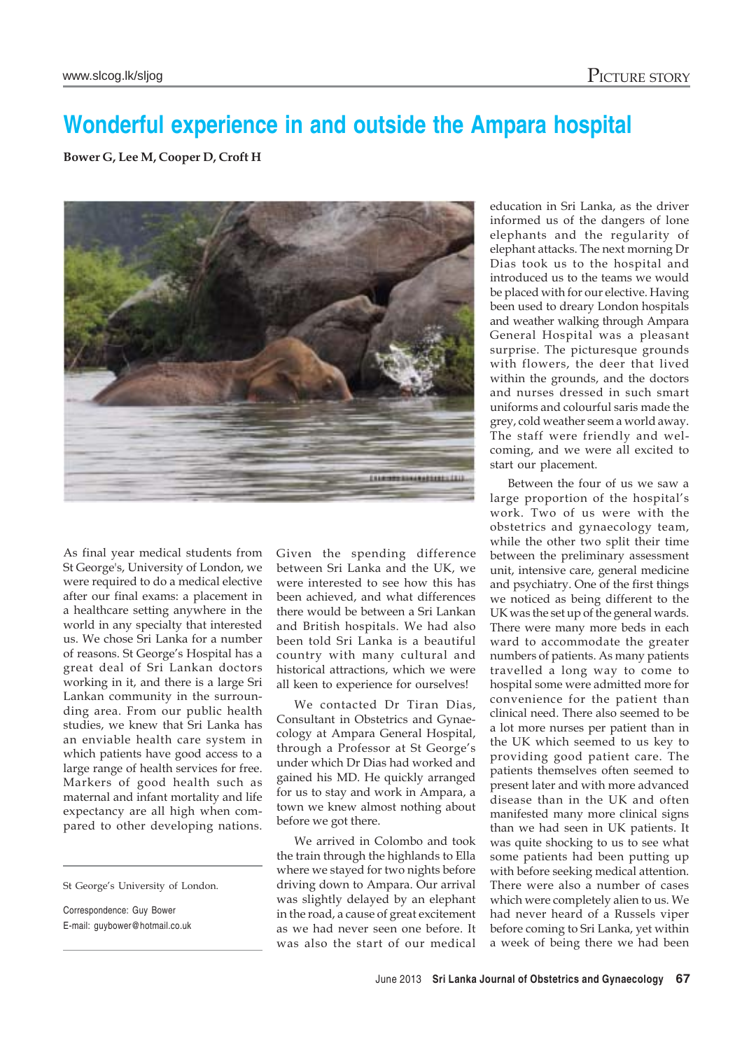# Wonderful experience in and outside the Ampara hospital

**Bower G, Lee M, Cooper D, Croft H**

As final year medical students from St George's, University of London, we were required to do a medical elective after our final exams: a placement in a healthcare setting anywhere in the world in any specialty that interested us. We chose Sri Lanka for a number of reasons. St George's Hospital has a great deal of Sri Lankan doctors working in it, and there is a large Sri Lankan community in the surrounding area. From our public health studies, we knew that Sri Lanka has an enviable health care system in which patients have good access to a large range of health services for free. Markers of good health such as maternal and infant mortality and life expectancy are all high when compared to other developing nations.

St George's University of London.

Correspondence: Guy Bower
E-mail: guybower@hotmail.co.uk

Given the spending difference between Sri Lanka and the UK, we were interested to see how this has been achieved, and what differences there would be between a Sri Lankan and British hospitals. We had also been told Sri Lanka is a beautiful country with many cultural and historical attractions, which we were all keen to experience for ourselves!

We contacted Dr Tiran Dias, Consultant in Obstetrics and Gynaecology at Ampara General Hospital, through a Professor at St George's under which Dr Dias had worked and gained his MD. He quickly arranged for us to stay and work in Ampara, a town we knew almost nothing about before we got there.

We arrived in Colombo and took the train through the highlands to Ella where we stayed for two nights before driving down to Ampara. Our arrival was slightly delayed by an elephant in the road, a cause of great excitement as we had never seen one before. It was also the start of our medical education in Sri Lanka, as the driver informed us of the dangers of lone elephants and the regularity of elephant attacks. The next morning Dr Dias took us to the hospital and introduced us to the teams we would be placed with for our elective. Having been used to dreary London hospitals and weather walking through Ampara General Hospital was a pleasant surprise. The picturesque grounds with flowers, the deer that lived within the grounds, and the doctors and nurses dressed in such smart uniforms and colourful saris made the grey, cold weather seem a world away. The staff were friendly and welcoming, and we were all excited to start our placement.

Between the four of us we saw a large proportion of the hospital's work. Two of us were with the obstetrics and gynaecology team, while the other two split their time between the preliminary assessment unit, intensive care, general medicine and psychiatry. One of the first things we noticed as being different to the UK was the set up of the general wards. There were many more beds in each ward to accommodate the greater numbers of patients. As many patients travelled a long way to come to hospital some were admitted more for convenience for the patient than clinical need. There also seemed to be a lot more nurses per patient than in the UK which seemed to us key to providing good patient care. The patients themselves often seemed to present later and with more advanced disease than in the UK and often manifested many more clinical signs than we had seen in UK patients. It was quite shocking to us to see what some patients had been putting up with before seeking medical attention. There were also a number of cases which were completely alien to us. We had never heard of a Russels viper before coming to Sri Lanka, yet within a week of being there we had been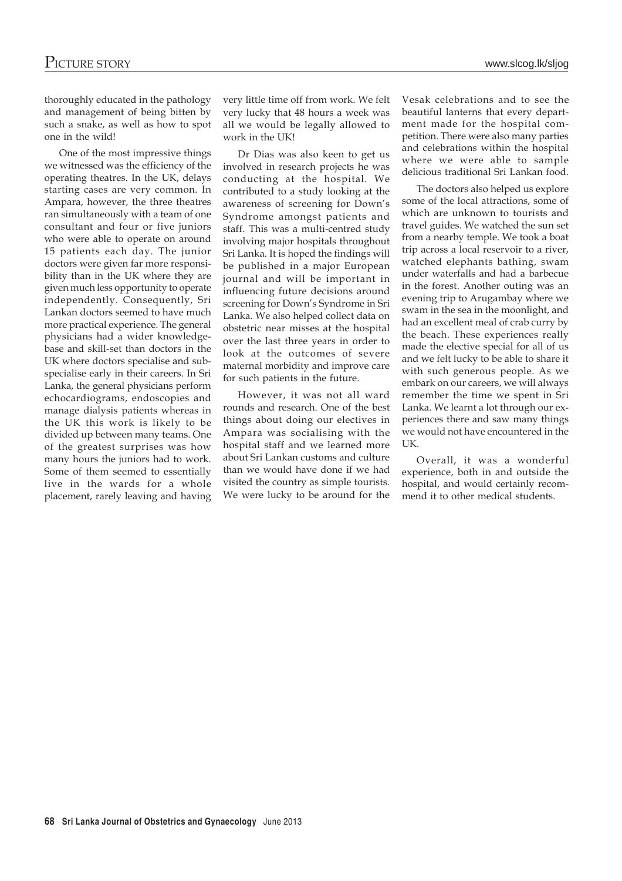thoroughly educated in the pathology and management of being bitten by such a snake, as well as how to spot one in the wild!

One of the most impressive things we witnessed was the efficiency of the operating theatres. In the UK, delays starting cases are very common. In Ampara, however, the three theatres ran simultaneously with a team of one consultant and four or five juniors who were able to operate on around 15 patients each day. The junior doctors were given far more responsibility than in the UK where they are given much less opportunity to operate independently. Consequently, Sri Lankan doctors seemed to have much more practical experience. The general physicians had a wider knowledge-base and skill-set than doctors in the UK where doctors specialise and sub-specialise early in their careers. In Sri Lanka, the general physicians perform echocardiograms, endoscopies and manage dialysis patients whereas in the UK this work is likely to be divided up between many teams. One of the greatest surprises was how many hours the juniors had to work. Some of them seemed to essentially live in the wards for a whole placement, rarely leaving and having very little time off from work. We felt very lucky that 48 hours a week was all we would be legally allowed to work in the UK!

Dr Dias was also keen to get us involved in research projects he was conducting at the hospital. We contributed to a study looking at the awareness of screening for Down's Syndrome amongst patients and staff. This was a multi-centred study involving major hospitals throughout Sri Lanka. It is hoped the findings will be published in a major European journal and will be important in influencing future decisions around screening for Down's Syndrome in Sri Lanka. We also helped collect data on obstetric near misses at the hospital over the last three years in order to look at the outcomes of severe maternal morbidity and improve care for such patients in the future.

However, it was not all ward rounds and research. One of the best things about doing our electives in Ampara was socialising with the hospital staff and we learned more about Sri Lankan customs and culture than we would have done if we had visited the country as simple tourists. We were lucky to be around for the Vesak celebrations and to see the beautiful lanterns that every department made for the hospital competition. There were also many parties and celebrations within the hospital where we were able to sample delicious traditional Sri Lankan food.

The doctors also helped us explore some of the local attractions, some of which are unknown to tourists and travel guides. We watched the sun set from a nearby temple. We took a boat trip across a local reservoir to a river, watched elephants bathing, swam under waterfalls and had a barbecue in the forest. Another outing was an evening trip to Arugambay where we swam in the sea in the moonlight, and had an excellent meal of crab curry by the beach. These experiences really made the elective special for all of us and we felt lucky to be able to share it with such generous people. As we embark on our careers, we will always remember the time we spent in Sri Lanka. We learnt a lot through our experiences there and saw many things we would not have encountered in the UK.

Overall, it was a wonderful experience, both in and outside the hospital, and would certainly recommend it to other medical students.